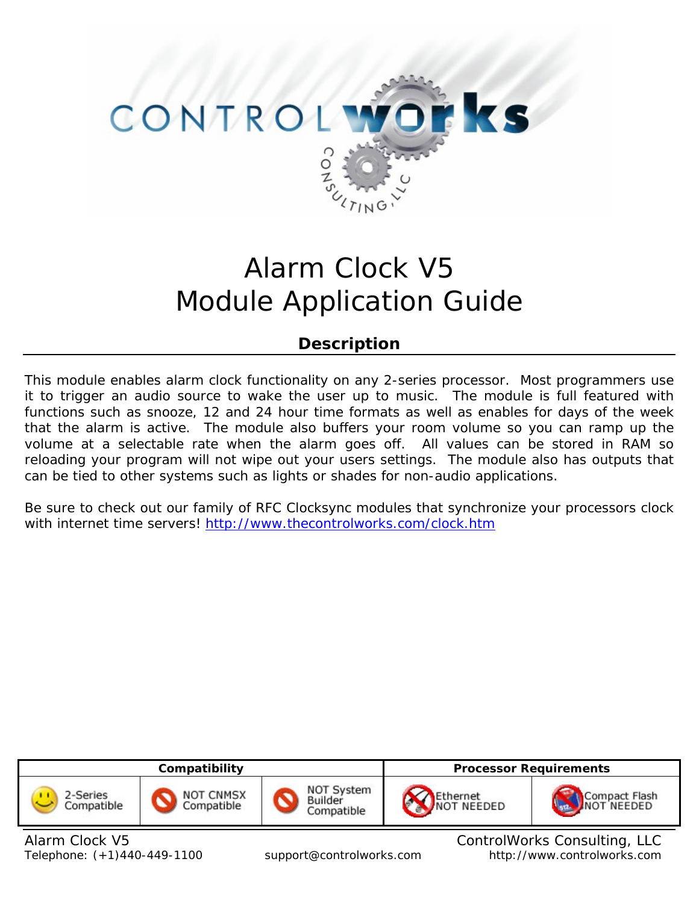# Alarm Clock V5
# Module Application Guide

## Description

This module enables alarm clock functionality on any 2-series processor. Most programmers use it to trigger an audio source to wake the user up to music. The module is full featured with functions such as snooze, 12 and 24 hour time formats as well as enables for days of the week that the alarm is active. The module also buffers your room volume so you can ramp up the volume at a selectable rate when the alarm goes off. All values can be stored in RAM so reloading your program will not wipe out your users settings. The module also has outputs that can be tied to other systems such as lights or shades for non-audio applications.

Be sure to check out our family of RFC Clocksync modules that synchronize your processors clock with internet time servers! http://www.thecontrolworks.com/clock.htm

| Compatibility | | | Processor Requirements | |
|---|---|---|---|---|
| 2-Series Compatible | NOT CNMSX Compatible | NOT System Builder Compatible | Ethernet NOT NEEDED | Compact Flash NOT NEEDED |

Alarm Clock V5 — ControlWorks Consulting, LLC
Telephone: (+1)440-449-1100 — support@controlworks.com — http://www.controlworks.com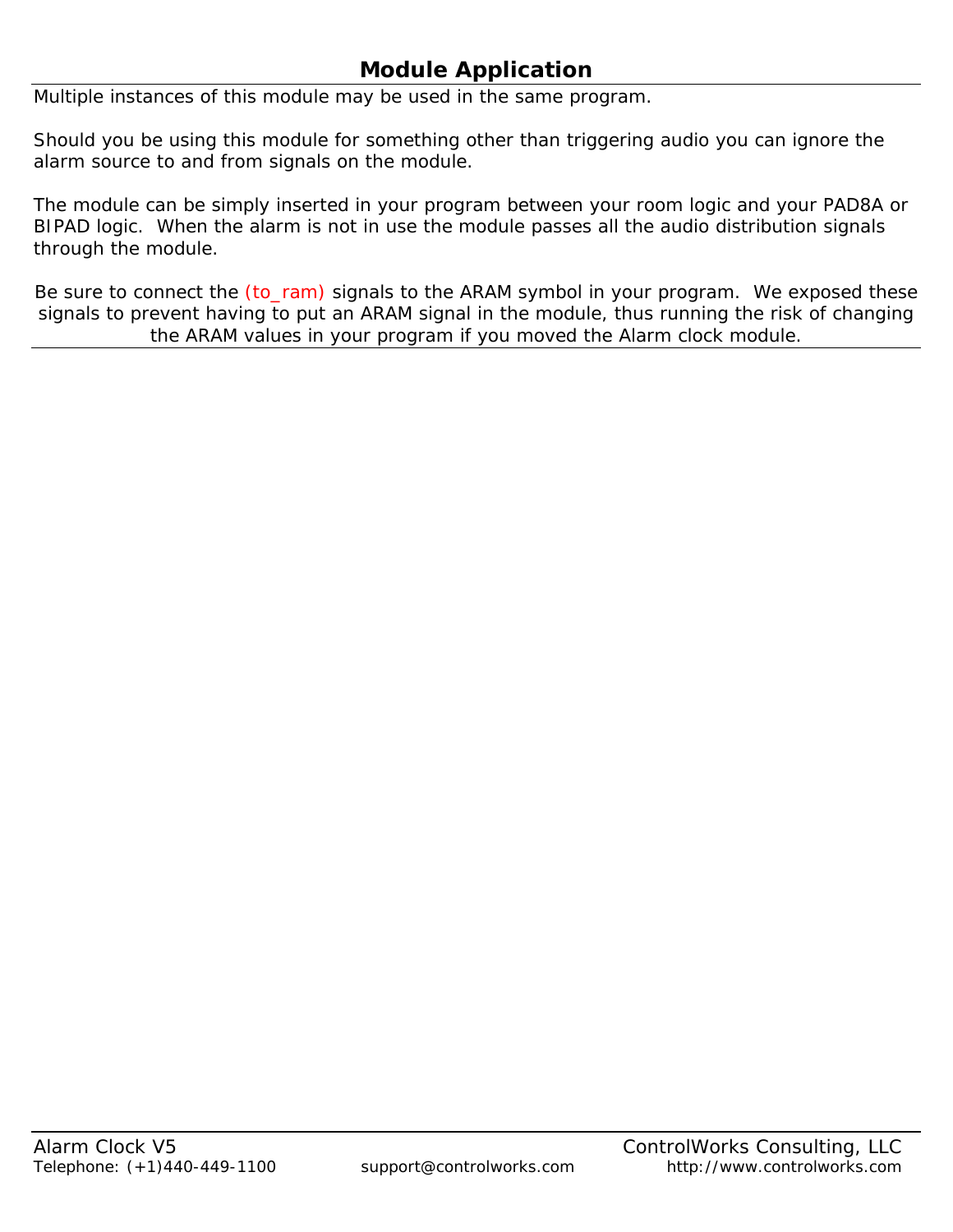## Module Application

Multiple instances of this module may be used in the same program.

Should you be using this module for something other than triggering audio you can ignore the alarm source to and from signals on the module.

The module can be simply inserted in your program between your room logic and your PAD8A or BIPAD logic. When the alarm is not in use the module passes all the audio distribution signals through the module.

Be sure to connect the (to_ram) signals to the ARAM symbol in your program. We exposed these signals to prevent having to put an ARAM signal in the module, thus running the risk of changing the ARAM values in your program if you moved the Alarm clock module.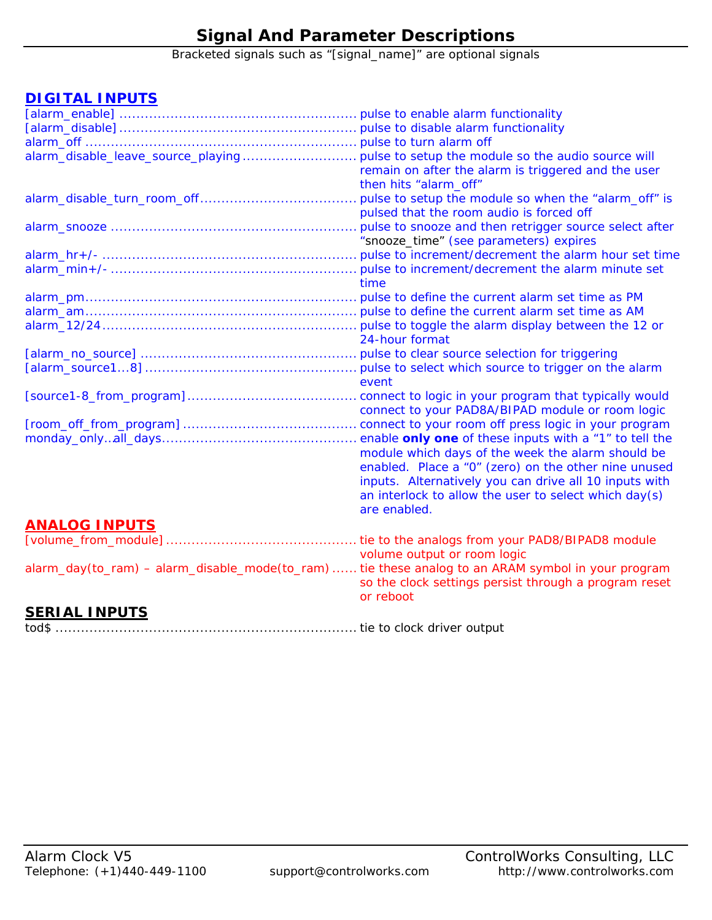# Signal And Parameter Descriptions

Bracketed signals such as “[signal_name]” are optional signals

## DIGITAL INPUTS

[alarm_enable] ....................................................... pulse to enable alarm functionality
[alarm_disable] ....................................................... pulse to disable alarm functionality
alarm_off ............................................................... pulse to turn alarm off
alarm_disable_leave_source_playing .......................... pulse to setup the module so the audio source will remain on after the alarm is triggered and the user then hits “alarm_off”
alarm_disable_turn_room_off.................................... pulse to setup the module so when the “alarm_off” is pulsed that the room audio is forced off
alarm_snooze ......................................................... pulse to snooze and then retrigger source select after “snooze_time” (see parameters) expires
alarm_hr+/- ........................................................... pulse to increment/decrement the alarm hour set time
alarm_min+/- ......................................................... pulse to increment/decrement the alarm minute set time
alarm_pm............................................................... pulse to define the current alarm set time as PM
alarm_am............................................................... pulse to define the current alarm set time as AM
alarm_12/24........................................................... pulse to toggle the alarm display between the 12 or 24-hour format
[alarm_no_source] .................................................. pulse to clear source selection for triggering
[alarm_source1...8] ................................................. pulse to select which source to trigger on the alarm event
[source1-8_from_program]....................................... connect to logic in your program that typically would connect to your PAD8A/BIPAD module or room logic
[room_off_from_program] ........................................ connect to your room off press logic in your program
monday_only..all_days............................................. enable **only one** of these inputs with a “1” to tell the module which days of the week the alarm should be enabled. Place a “0” (zero) on the other nine unused inputs. Alternatively you can drive all 10 inputs with an interlock to allow the user to select which day(s) are enabled.

## ANALOG INPUTS

[volume_from_module] ............................................ tie to the analogs from your PAD8/BIPAD8 module volume output or room logic
alarm_day(to_ram) – alarm_disable_mode(to_ram) ...... tie these analog to an ARAM symbol in your program so the clock settings persist through a program reset or reboot

## SERIAL INPUTS

tod$ ..................................................................... tie to clock driver output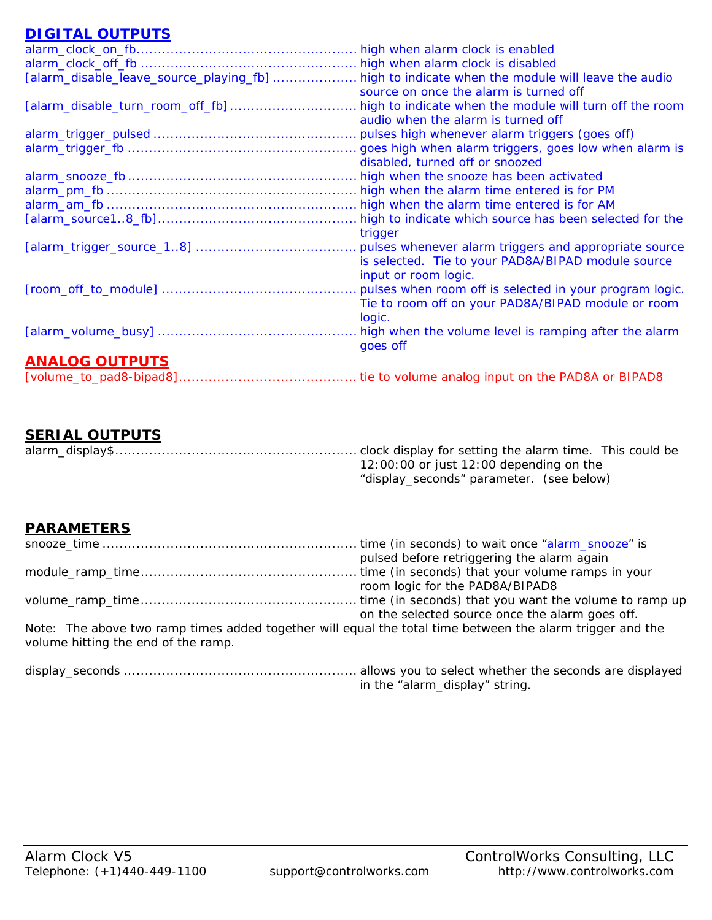## DIGITAL OUTPUTS

alarm_clock_on_fb.................................................. high when alarm clock is enabled
alarm_clock_off_fb .................................................. high when alarm clock is disabled
[alarm_disable_leave_source_playing_fb] .................... high to indicate when the module will leave the audio source on once the alarm is turned off
[alarm_disable_turn_room_off_fb]............................. high to indicate when the module will turn off the room audio when the alarm is turned off
alarm_trigger_pulsed ............................................... pulses high whenever alarm triggers (goes off)
alarm_trigger_fb ...................................................... goes high when alarm triggers, goes low when alarm is disabled, turned off or snoozed
alarm_snooze_fb ..................................................... high when the snooze has been activated
alarm_pm_fb ........................................................... high when the alarm time entered is for PM
alarm_am_fb ........................................................... high when the alarm time entered is for AM
[alarm_source1..8_fb]............................................... high to indicate which source has been selected for the trigger
[alarm_trigger_source_1..8] ...................................... pulses whenever alarm triggers and appropriate source is selected. Tie to your PAD8A/BIPAD module source input or room logic.
[room_off_to_module] .............................................. pulses when room off is selected in your program logic. Tie to room off on your PAD8A/BIPAD module or room logic.
[alarm_volume_busy] ............................................... high when the volume level is ramping after the alarm goes off

## ANALOG OUTPUTS

[volume_to_pad8-bipad8].......................................... tie to volume analog input on the PAD8A or BIPAD8

## SERIAL OUTPUTS

alarm_display$........................................................ clock display for setting the alarm time. This could be 12:00:00 or just 12:00 depending on the “display_seconds” parameter. (see below)

## PARAMETERS

snooze_time ........................................................... time (in seconds) to wait once “alarm_snooze” is pulsed before retriggering the alarm again
module_ramp_time.................................................. time (in seconds) that your volume ramps in your room logic for the PAD8A/BIPAD8
volume_ramp_time.................................................. time (in seconds) that you want the volume to ramp up on the selected source once the alarm goes off.

Note: The above two ramp times added together will equal the total time between the alarm trigger and the volume hitting the end of the ramp.

display_seconds ...................................................... allows you to select whether the seconds are displayed in the “alarm_display” string.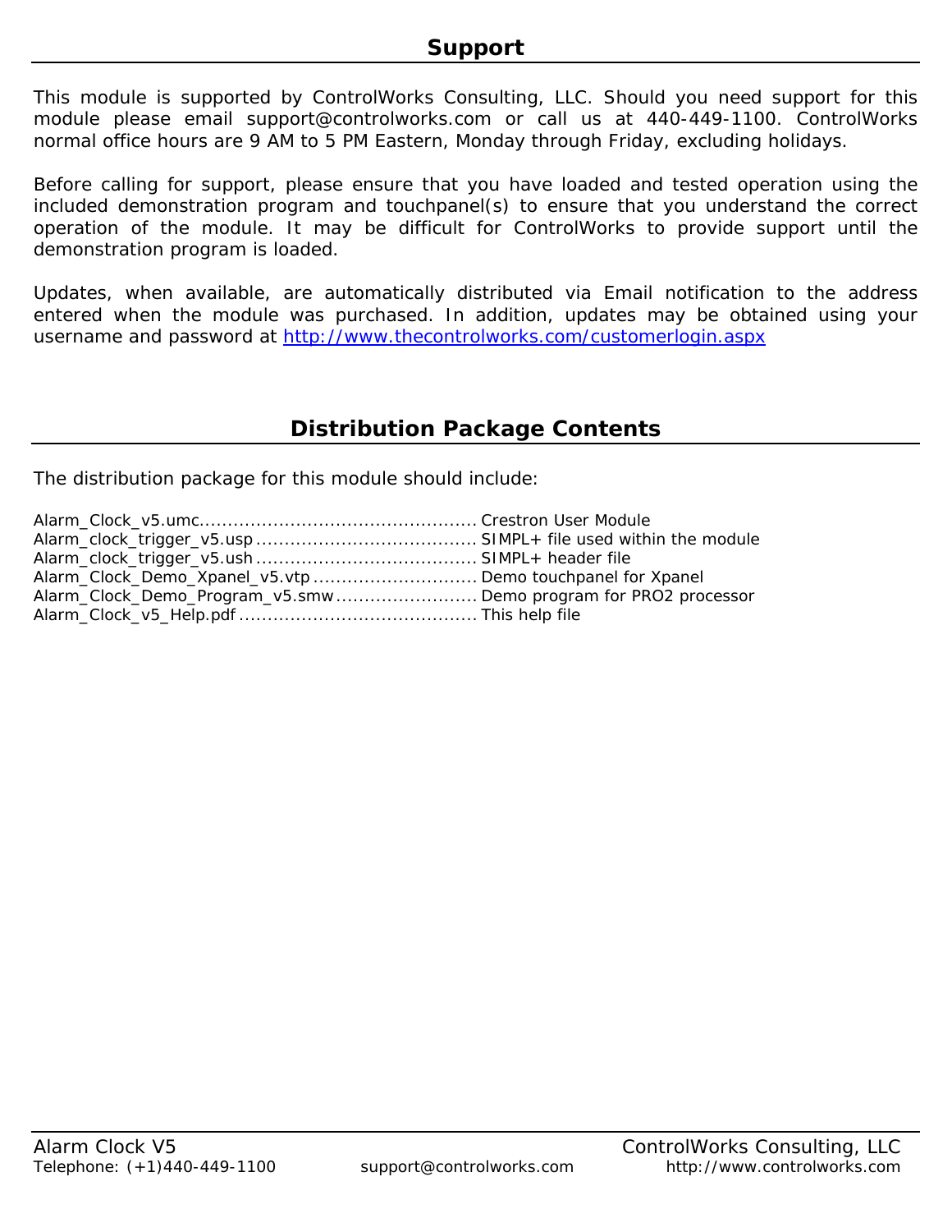## Support

This module is supported by ControlWorks Consulting, LLC. Should you need support for this module please email support@controlworks.com or call us at 440-449-1100. ControlWorks normal office hours are 9 AM to 5 PM Eastern, Monday through Friday, excluding holidays.

Before calling for support, please ensure that you have loaded and tested operation using the included demonstration program and touchpanel(s) to ensure that you understand the correct operation of the module. It may be difficult for ControlWorks to provide support until the demonstration program is loaded.

Updates, when available, are automatically distributed via Email notification to the address entered when the module was purchased. In addition, updates may be obtained using your username and password at [http://www.thecontrolworks.com/customerlogin.aspx](http://www.thecontrolworks.com/customerlogin.aspx)

## Distribution Package Contents

The distribution package for this module should include:

Alarm_Clock_v5.umc................................................ Crestron User Module
Alarm_clock_trigger_v5.usp ...................................... SIMPL+ file used within the module
Alarm_clock_trigger_v5.ush ...................................... SIMPL+ header file
Alarm_Clock_Demo_Xpanel_v5.vtp ............................ Demo touchpanel for Xpanel
Alarm_Clock_Demo_Program_v5.smw ......................... Demo program for PRO2 processor
Alarm_Clock_v5_Help.pdf ......................................... This help file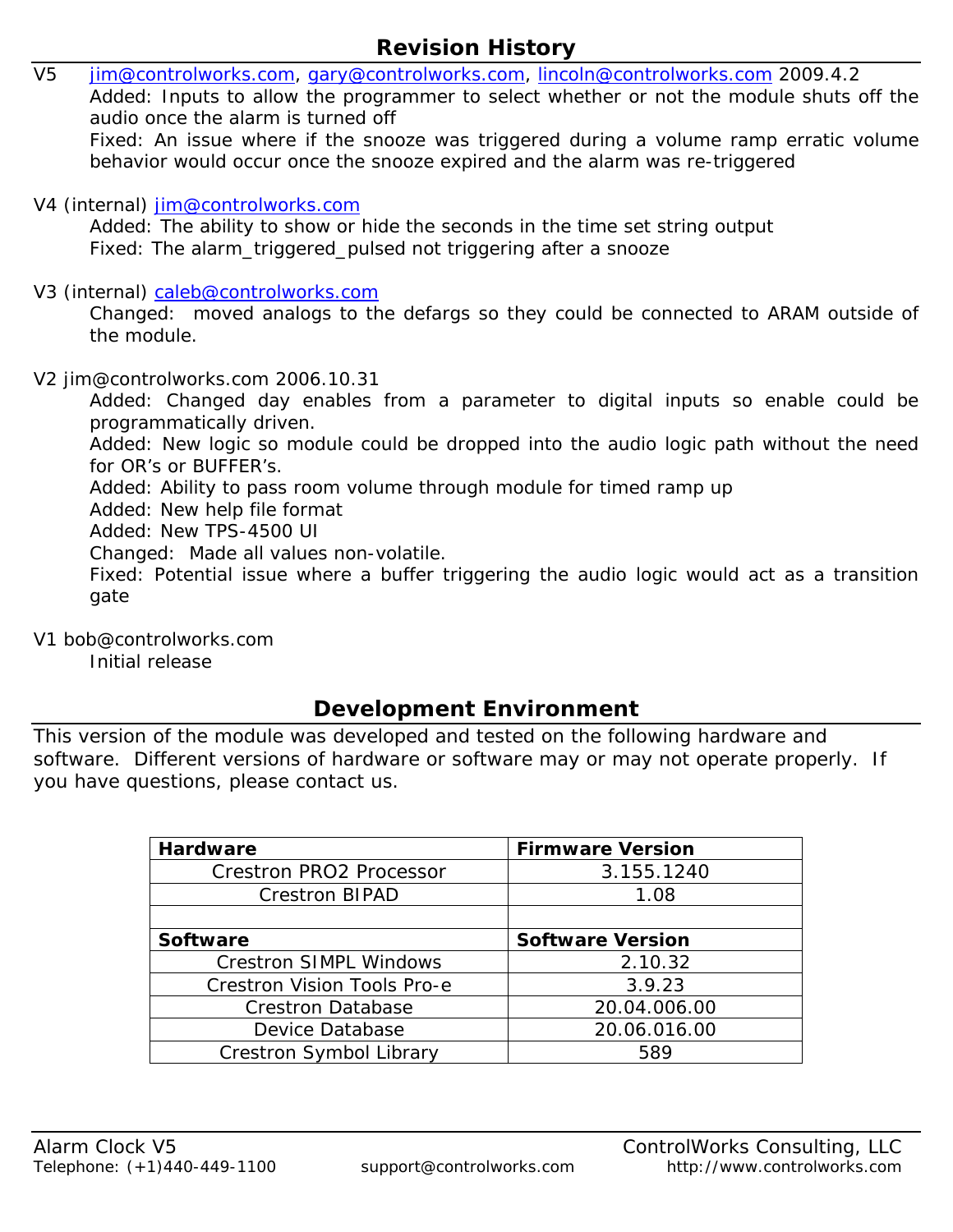## Revision History

V5 jim@controlworks.com, gary@controlworks.com, lincoln@controlworks.com 2009.4.2

Added: Inputs to allow the programmer to select whether or not the module shuts off the audio once the alarm is turned off

Fixed: An issue where if the snooze was triggered during a volume ramp erratic volume behavior would occur once the snooze expired and the alarm was re-triggered

V4 (internal) jim@controlworks.com

Added: The ability to show or hide the seconds in the time set string output

Fixed: The alarm_triggered_pulsed not triggering after a snooze

V3 (internal) caleb@controlworks.com

Changed: moved analogs to the defargs so they could be connected to ARAM outside of the module.

V2 jim@controlworks.com 2006.10.31

Added: Changed day enables from a parameter to digital inputs so enable could be programmatically driven.

Added: New logic so module could be dropped into the audio logic path without the need for OR's or BUFFER's.

Added: Ability to pass room volume through module for timed ramp up

Added: New help file format

Added: New TPS-4500 UI

Changed: Made all values non-volatile.

Fixed: Potential issue where a buffer triggering the audio logic would act as a transition gate

V1 bob@controlworks.com

Initial release

## Development Environment

This version of the module was developed and tested on the following hardware and software. Different versions of hardware or software may or may not operate properly. If you have questions, please contact us.

| **Hardware** | **Firmware Version** |
|---|---|
| Crestron PRO2 Processor | 3.155.1240 |
| Crestron BIPAD | 1.08 |
| | |
| **Software** | **Software Version** |
| Crestron SIMPL Windows | 2.10.32 |
| Crestron Vision Tools Pro-e | 3.9.23 |
| Crestron Database | 20.04.006.00 |
| Device Database | 20.06.016.00 |
| Crestron Symbol Library | 589 |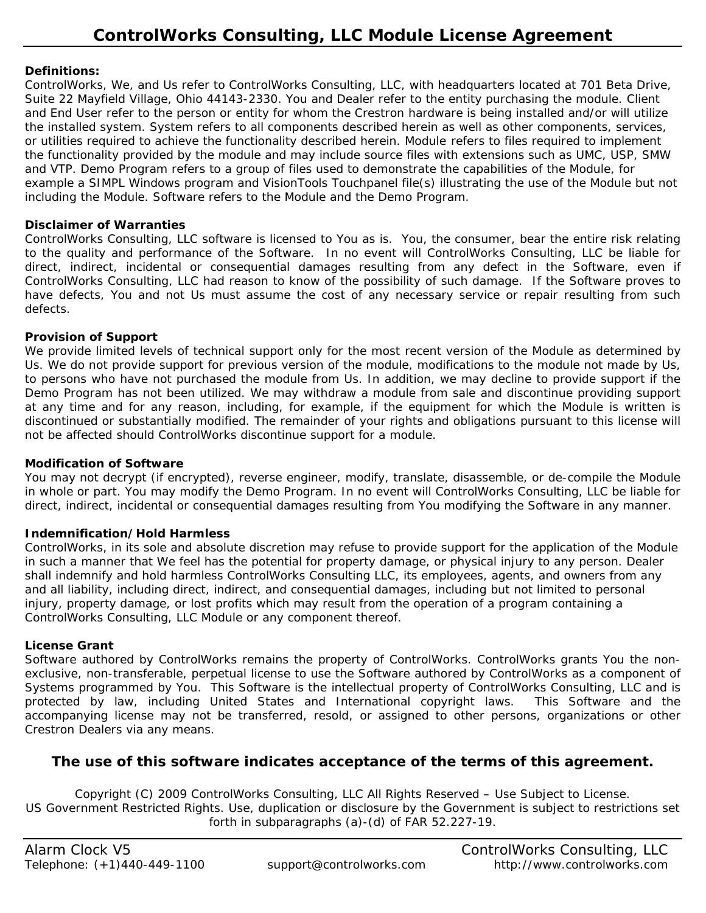# ControlWorks Consulting, LLC Module License Agreement

**Definitions:**
ControlWorks, We, and Us refer to ControlWorks Consulting, LLC, with headquarters located at 701 Beta Drive, Suite 22 Mayfield Village, Ohio 44143-2330. You and Dealer refer to the entity purchasing the module. Client and End User refer to the person or entity for whom the Crestron hardware is being installed and/or will utilize the installed system. System refers to all components described herein as well as other components, services, or utilities required to achieve the functionality described herein. Module refers to files required to implement the functionality provided by the module and may include source files with extensions such as UMC, USP, SMW and VTP. Demo Program refers to a group of files used to demonstrate the capabilities of the Module, for example a SIMPL Windows program and VisionTools Touchpanel file(s) illustrating the use of the Module but not including the Module. Software refers to the Module and the Demo Program.

**Disclaimer of Warranties**
ControlWorks Consulting, LLC software is licensed to You as is. You, the consumer, bear the entire risk relating to the quality and performance of the Software. In no event will ControlWorks Consulting, LLC be liable for direct, indirect, incidental or consequential damages resulting from any defect in the Software, even if ControlWorks Consulting, LLC had reason to know of the possibility of such damage. If the Software proves to have defects, You and not Us must assume the cost of any necessary service or repair resulting from such defects.

**Provision of Support**
We provide limited levels of technical support only for the most recent version of the Module as determined by Us. We do not provide support for previous version of the module, modifications to the module not made by Us, to persons who have not purchased the module from Us. In addition, we may decline to provide support if the Demo Program has not been utilized. We may withdraw a module from sale and discontinue providing support at any time and for any reason, including, for example, if the equipment for which the Module is written is discontinued or substantially modified. The remainder of your rights and obligations pursuant to this license will not be affected should ControlWorks discontinue support for a module.

**Modification of Software**
You may not decrypt (if encrypted), reverse engineer, modify, translate, disassemble, or de-compile the Module in whole or part. You may modify the Demo Program. In no event will ControlWorks Consulting, LLC be liable for direct, indirect, incidental or consequential damages resulting from You modifying the Software in any manner.

**Indemnification/Hold Harmless**
ControlWorks, in its sole and absolute discretion may refuse to provide support for the application of the Module in such a manner that We feel has the potential for property damage, or physical injury to any person. Dealer shall indemnify and hold harmless ControlWorks Consulting LLC, its employees, agents, and owners from any and all liability, including direct, indirect, and consequential damages, including but not limited to personal injury, property damage, or lost profits which may result from the operation of a program containing a ControlWorks Consulting, LLC Module or any component thereof.

**License Grant**
Software authored by ControlWorks remains the property of ControlWorks. ControlWorks grants You the non-exclusive, non-transferable, perpetual license to use the Software authored by ControlWorks as a component of Systems programmed by You. This Software is the intellectual property of ControlWorks Consulting, LLC and is protected by law, including United States and International copyright laws. This Software and the accompanying license may not be transferred, resold, or assigned to other persons, organizations or other Crestron Dealers via any means.

**The use of this software indicates acceptance of the terms of this agreement.**

Copyright (C) 2009 ControlWorks Consulting, LLC All Rights Reserved – Use Subject to License.
US Government Restricted Rights. Use, duplication or disclosure by the Government is subject to restrictions set forth in subparagraphs (a)-(d) of FAR 52.227-19.